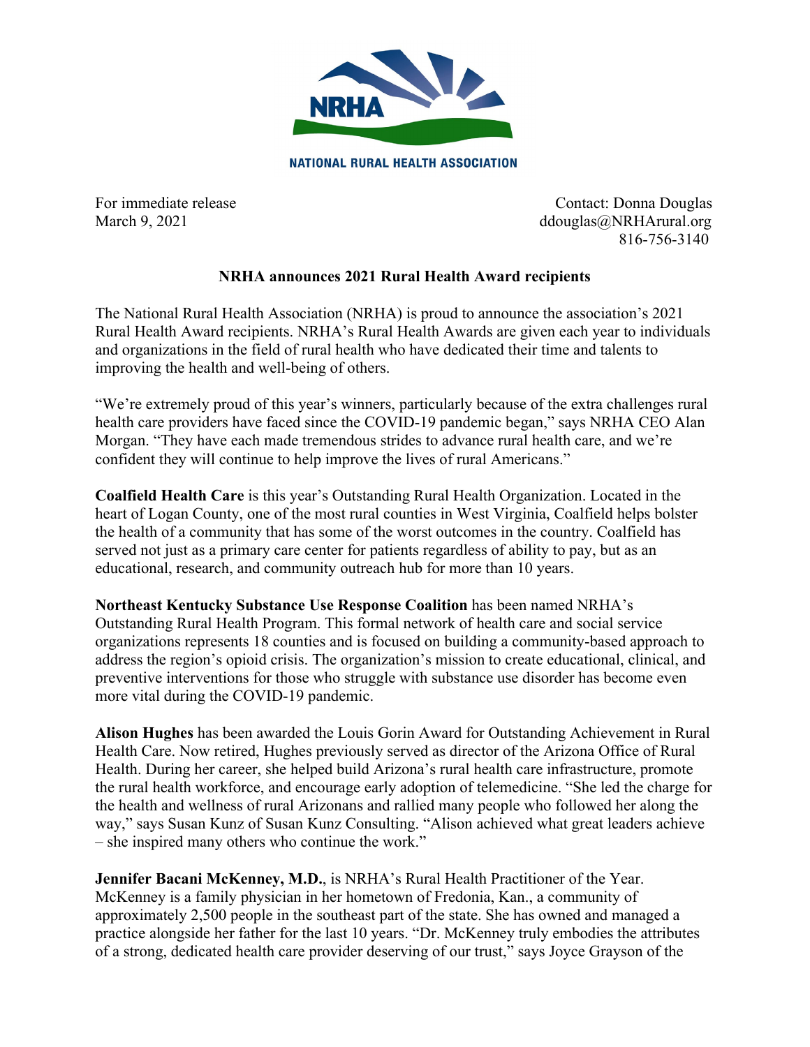NATIONAL RURAL HEALTH ASSOCIATION

For immediate release
March 9, 2021

Contact: Donna Douglas
ddouglas@NRHArural.org
816-756-3140

## NRHA announces 2021 Rural Health Award recipients

The National Rural Health Association (NRHA) is proud to announce the association's 2021 Rural Health Award recipients. NRHA's Rural Health Awards are given each year to individuals and organizations in the field of rural health who have dedicated their time and talents to improving the health and well-being of others.

"We're extremely proud of this year's winners, particularly because of the extra challenges rural health care providers have faced since the COVID-19 pandemic began," says NRHA CEO Alan Morgan. "They have each made tremendous strides to advance rural health care, and we're confident they will continue to help improve the lives of rural Americans."

**Coalfield Health Care** is this year's Outstanding Rural Health Organization. Located in the heart of Logan County, one of the most rural counties in West Virginia, Coalfield helps bolster the health of a community that has some of the worst outcomes in the country. Coalfield has served not just as a primary care center for patients regardless of ability to pay, but as an educational, research, and community outreach hub for more than 10 years.

**Northeast Kentucky Substance Use Response Coalition** has been named NRHA's Outstanding Rural Health Program. This formal network of health care and social service organizations represents 18 counties and is focused on building a community-based approach to address the region's opioid crisis. The organization's mission to create educational, clinical, and preventive interventions for those who struggle with substance use disorder has become even more vital during the COVID-19 pandemic.

**Alison Hughes** has been awarded the Louis Gorin Award for Outstanding Achievement in Rural Health Care. Now retired, Hughes previously served as director of the Arizona Office of Rural Health. During her career, she helped build Arizona's rural health care infrastructure, promote the rural health workforce, and encourage early adoption of telemedicine. "She led the charge for the health and wellness of rural Arizonans and rallied many people who followed her along the way," says Susan Kunz of Susan Kunz Consulting. "Alison achieved what great leaders achieve – she inspired many others who continue the work."

**Jennifer Bacani McKenney, M.D.**, is NRHA's Rural Health Practitioner of the Year. McKenney is a family physician in her hometown of Fredonia, Kan., a community of approximately 2,500 people in the southeast part of the state. She has owned and managed a practice alongside her father for the last 10 years. "Dr. McKenney truly embodies the attributes of a strong, dedicated health care provider deserving of our trust," says Joyce Grayson of the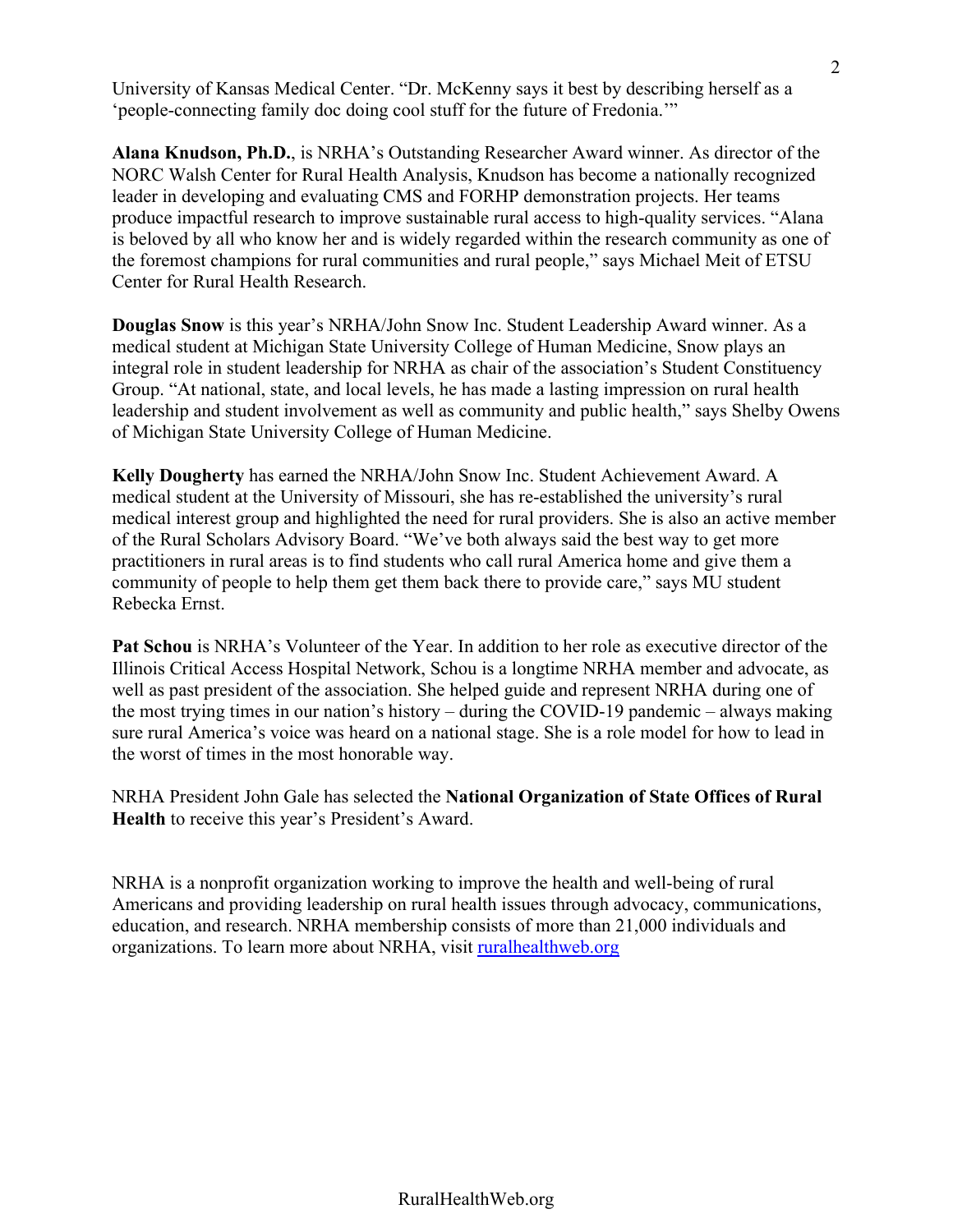University of Kansas Medical Center. "Dr. McKenny says it best by describing herself as a 'people-connecting family doc doing cool stuff for the future of Fredonia.'"

**Alana Knudson, Ph.D.**, is NRHA's Outstanding Researcher Award winner. As director of the NORC Walsh Center for Rural Health Analysis, Knudson has become a nationally recognized leader in developing and evaluating CMS and FORHP demonstration projects. Her teams produce impactful research to improve sustainable rural access to high-quality services. "Alana is beloved by all who know her and is widely regarded within the research community as one of the foremost champions for rural communities and rural people," says Michael Meit of ETSU Center for Rural Health Research.

**Douglas Snow** is this year's NRHA/John Snow Inc. Student Leadership Award winner. As a medical student at Michigan State University College of Human Medicine, Snow plays an integral role in student leadership for NRHA as chair of the association's Student Constituency Group. "At national, state, and local levels, he has made a lasting impression on rural health leadership and student involvement as well as community and public health," says Shelby Owens of Michigan State University College of Human Medicine.

**Kelly Dougherty** has earned the NRHA/John Snow Inc. Student Achievement Award. A medical student at the University of Missouri, she has re-established the university's rural medical interest group and highlighted the need for rural providers. She is also an active member of the Rural Scholars Advisory Board. "We've both always said the best way to get more practitioners in rural areas is to find students who call rural America home and give them a community of people to help them get them back there to provide care," says MU student Rebecka Ernst.

**Pat Schou** is NRHA's Volunteer of the Year. In addition to her role as executive director of the Illinois Critical Access Hospital Network, Schou is a longtime NRHA member and advocate, as well as past president of the association. She helped guide and represent NRHA during one of the most trying times in our nation's history – during the COVID-19 pandemic – always making sure rural America's voice was heard on a national stage. She is a role model for how to lead in the worst of times in the most honorable way.

NRHA President John Gale has selected the **National Organization of State Offices of Rural Health** to receive this year's President's Award.

NRHA is a nonprofit organization working to improve the health and well-being of rural Americans and providing leadership on rural health issues through advocacy, communications, education, and research. NRHA membership consists of more than 21,000 individuals and organizations. To learn more about NRHA, visit [ruralhealthweb.org](ruralhealthweb.org)